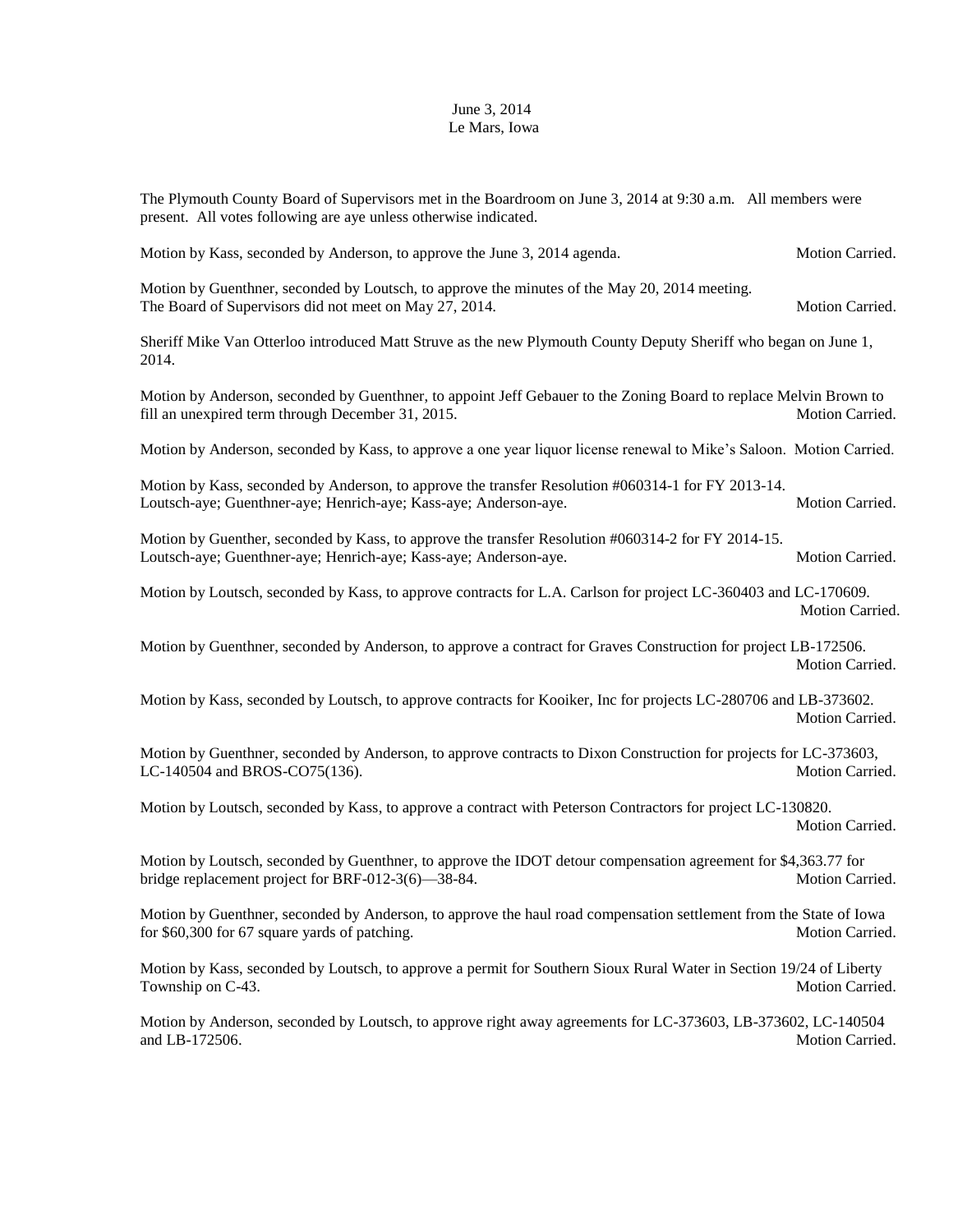June 3, 2014
Le Mars, Iowa

The Plymouth County Board of Supervisors met in the Boardroom on June 3, 2014 at 9:30 a.m. All members were present. All votes following are aye unless otherwise indicated.

Motion by Kass, seconded by Anderson, to approve the June 3, 2014 agenda. Motion Carried.

Motion by Guenthner, seconded by Loutsch, to approve the minutes of the May 20, 2014 meeting. The Board of Supervisors did not meet on May 27, 2014. Motion Carried.

Sheriff Mike Van Otterloo introduced Matt Struve as the new Plymouth County Deputy Sheriff who began on June 1, 2014.

Motion by Anderson, seconded by Guenthner, to appoint Jeff Gebauer to the Zoning Board to replace Melvin Brown to fill an unexpired term through December 31, 2015. Motion Carried.

Motion by Anderson, seconded by Kass, to approve a one year liquor license renewal to Mike's Saloon. Motion Carried.

Motion by Kass, seconded by Anderson, to approve the transfer Resolution #060314-1 for FY 2013-14. Loutsch-aye; Guenthner-aye; Henrich-aye; Kass-aye; Anderson-aye. Motion Carried.

Motion by Guenther, seconded by Kass, to approve the transfer Resolution #060314-2 for FY 2014-15. Loutsch-aye; Guenthner-aye; Henrich-aye; Kass-aye; Anderson-aye. Motion Carried.

Motion by Loutsch, seconded by Kass, to approve contracts for L.A. Carlson for project LC-360403 and LC-170609. Motion Carried.

Motion by Guenthner, seconded by Anderson, to approve a contract for Graves Construction for project LB-172506. Motion Carried.

Motion by Kass, seconded by Loutsch, to approve contracts for Kooiker, Inc for projects LC-280706 and LB-373602. Motion Carried.

Motion by Guenthner, seconded by Anderson, to approve contracts to Dixon Construction for projects for LC-373603, LC-140504 and BROS-CO75(136). Motion Carried.

Motion by Loutsch, seconded by Kass, to approve a contract with Peterson Contractors for project LC-130820. Motion Carried.

Motion by Loutsch, seconded by Guenthner, to approve the IDOT detour compensation agreement for $4,363.77 for bridge replacement project for BRF-012-3(6)—38-84. Motion Carried.

Motion by Guenthner, seconded by Anderson, to approve the haul road compensation settlement from the State of Iowa for $60,300 for 67 square yards of patching. Motion Carried.

Motion by Kass, seconded by Loutsch, to approve a permit for Southern Sioux Rural Water in Section 19/24 of Liberty Township on C-43. Motion Carried.

Motion by Anderson, seconded by Loutsch, to approve right away agreements for LC-373603, LB-373602, LC-140504 and LB-172506. Motion Carried.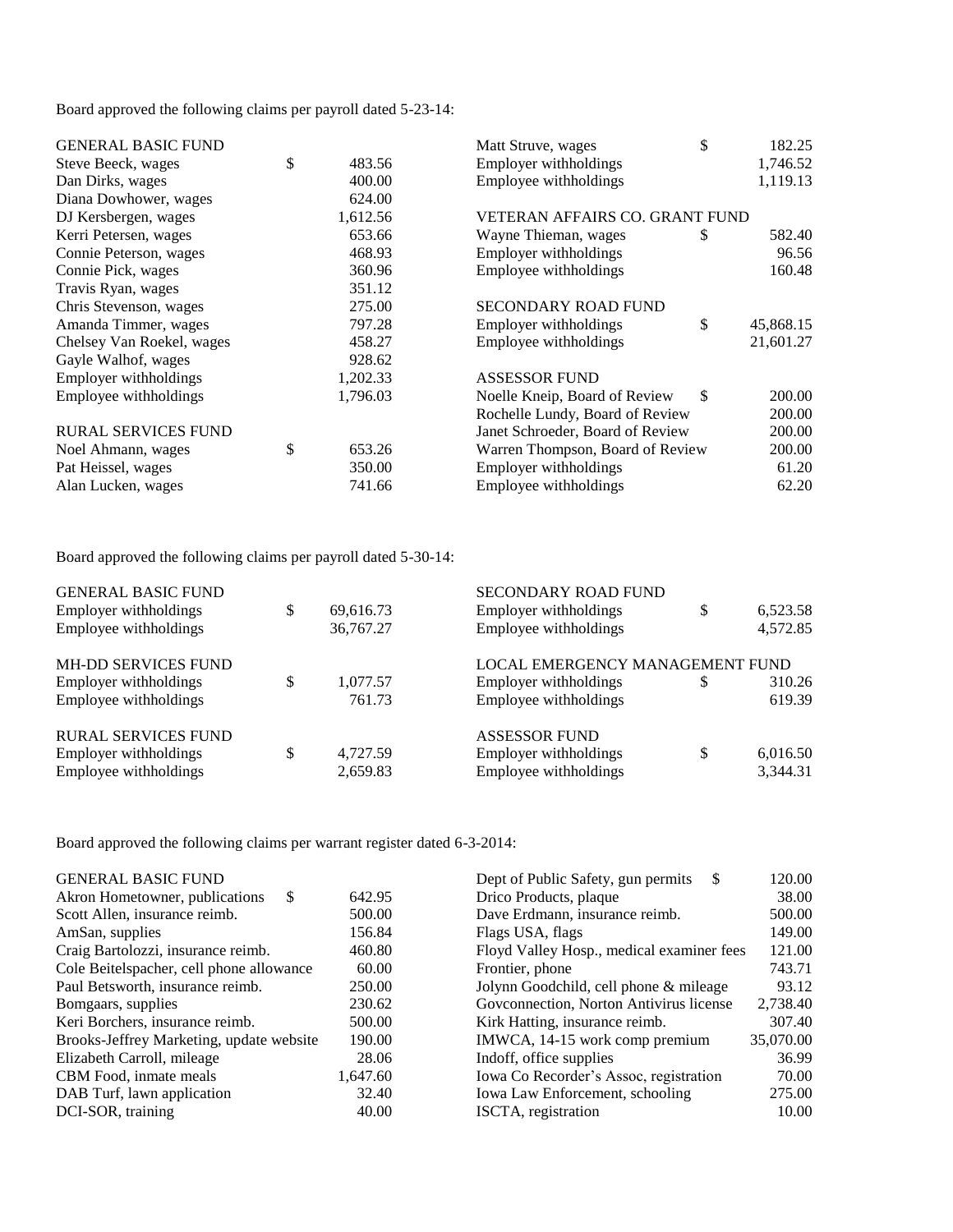Board approved the following claims per payroll dated 5-23-14:

| | | | | |
|---|---|---|---|---|
| **GENERAL BASIC FUND** | | | | |
| Steve Beeck, wages | $ | 483.56 | | |
| Dan Dirks, wages | | 400.00 | | |
| Diana Dowhower, wages | | 624.00 | | |
| DJ Kersbergen, wages | | 1,612.56 | | |
| Kerri Petersen, wages | | 653.66 | | |
| Connie Peterson, wages | | 468.93 | | |
| Connie Pick, wages | | 360.96 | | |
| Travis Ryan, wages | | 351.12 | | |
| Chris Stevenson, wages | | 275.00 | | |
| Amanda Timmer, wages | | 797.28 | | |
| Chelsey Van Roekel, wages | | 458.27 | | |
| Gayle Walhof, wages | | 928.62 | | |
| Employer withholdings | | 1,202.33 | | |
| Employee withholdings | | 1,796.03 | | |
| **RURAL SERVICES FUND** | | | | |
| Noel Ahmann, wages | $ | 653.26 | | |
| Pat Heissel, wages | | 350.00 | | |
| Alan Lucken, wages | | 741.66 | | |
| Matt Struve, wages | $ | 182.25 | | |
| Employer withholdings | | 1,746.52 | | |
| Employee withholdings | | 1,119.13 | | |
| **VETERAN AFFAIRS CO. GRANT FUND** | | | | |
| Wayne Thieman, wages | $ | 582.40 | | |
| Employer withholdings | | 96.56 | | |
| Employee withholdings | | 160.48 | | |
| **SECONDARY ROAD FUND** | | | | |
| Employer withholdings | $ | 45,868.15 | | |
| Employee withholdings | | 21,601.27 | | |
| **ASSESSOR FUND** | | | | |
| Noelle Kneip, Board of Review | $ | 200.00 | | |
| Rochelle Lundy, Board of Review | | 200.00 | | |
| Janet Schroeder, Board of Review | | 200.00 | | |
| Warren Thompson, Board of Review | | 200.00 | | |
| Employer withholdings | | 61.20 | | |
| Employee withholdings | | 62.20 | | |

Board approved the following claims per payroll dated 5-30-14:

| | | |
|---|---|---|
| **GENERAL BASIC FUND** | | |
| Employer withholdings | $ | 69,616.73 |
| Employee withholdings | | 36,767.27 |
| **MH-DD SERVICES FUND** | | |
| Employer withholdings | $ | 1,077.57 |
| Employee withholdings | | 761.73 |
| **RURAL SERVICES FUND** | | |
| Employer withholdings | $ | 4,727.59 |
| Employee withholdings | | 2,659.83 |
| **SECONDARY ROAD FUND** | | |
| Employer withholdings | $ | 6,523.58 |
| Employee withholdings | | 4,572.85 |
| **LOCAL EMERGENCY MANAGEMENT FUND** | | |
| Employer withholdings | $ | 310.26 |
| Employee withholdings | | 619.39 |
| **ASSESSOR FUND** | | |
| Employer withholdings | $ | 6,016.50 |
| Employee withholdings | | 3,344.31 |

Board approved the following claims per warrant register dated 6-3-2014:

| | | |
|---|---|---|
| **GENERAL BASIC FUND** | | |
| Akron Hometowner, publications | $ | 642.95 |
| Scott Allen, insurance reimb. | | 500.00 |
| AmSan, supplies | | 156.84 |
| Craig Bartolozzi, insurance reimb. | | 460.80 |
| Cole Beitelspacher, cell phone allowance | | 60.00 |
| Paul Betsworth, insurance reimb. | | 250.00 |
| Bomgaars, supplies | | 230.62 |
| Keri Borchers, insurance reimb. | | 500.00 |
| Brooks-Jeffrey Marketing, update website | | 190.00 |
| Elizabeth Carroll, mileage | | 28.06 |
| CBM Food, inmate meals | | 1,647.60 |
| DAB Turf, lawn application | | 32.40 |
| DCI-SOR, training | | 40.00 |
| Dept of Public Safety, gun permits | $ | 120.00 |
| Drico Products, plaque | | 38.00 |
| Dave Erdmann, insurance reimb. | | 500.00 |
| Flags USA, flags | | 149.00 |
| Floyd Valley Hosp., medical examiner fees | | 121.00 |
| Frontier, phone | | 743.71 |
| Jolynn Goodchild, cell phone & mileage | | 93.12 |
| Govconnection, Norton Antivirus license | | 2,738.40 |
| Kirk Hatting, insurance reimb. | | 307.40 |
| IMWCA, 14-15 work comp premium | | 35,070.00 |
| Indoff, office supplies | | 36.99 |
| Iowa Co Recorder's Assoc, registration | | 70.00 |
| Iowa Law Enforcement, schooling | | 275.00 |
| ISCTA, registration | | 10.00 |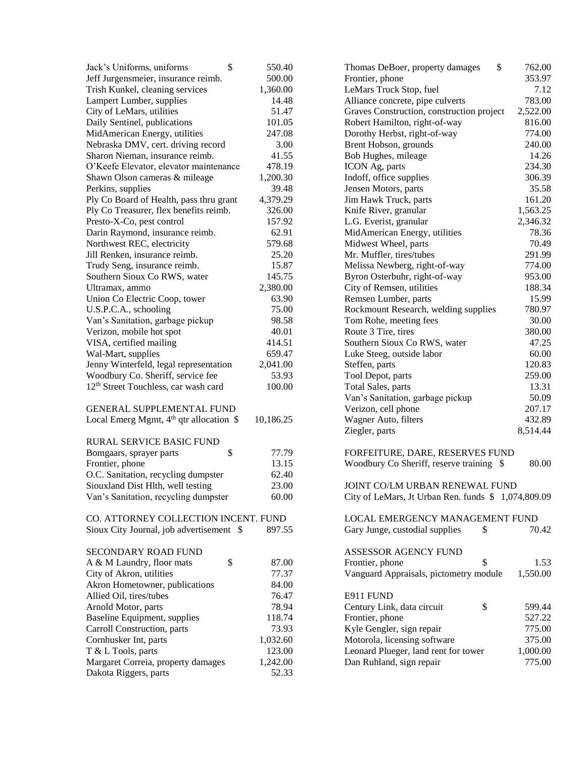| | |
|---|---|
| Jack's Uniforms, uniforms | $ 550.40 |
| Jeff Jurgensmeier, insurance reimb. | 500.00 |
| Trish Kunkel, cleaning services | 1,360.00 |
| Lampert Lumber, supplies | 14.48 |
| City of LeMars, utilities | 51.47 |
| Daily Sentinel, publications | 101.05 |
| MidAmerican Energy, utilities | 247.08 |
| Nebraska DMV, cert. driving record | 3.00 |
| Sharon Nieman, insurance reimb. | 41.55 |
| O'Keefe Elevator, elevator maintenance | 478.19 |
| Shawn Olson cameras & mileage | 1,200.30 |
| Perkins, supplies | 39.48 |
| Ply Co Board of Health, pass thru grant | 4,379.29 |
| Ply Co Treasurer, flex benefits reimb. | 326.00 |
| Presto-X-Co, pest control | 157.92 |
| Darin Raymond, insurance reimb. | 62.91 |
| Northwest REC, electricity | 579.68 |
| Jill Renken, insurance reimb. | 25.20 |
| Trudy Seng, insurance reimb. | 15.87 |
| Southern Sioux Co RWS, water | 145.75 |
| Ultramax, ammo | 2,380.00 |
| Union Co Electric Coop, tower | 63.90 |
| U.S.P.C.A., schooling | 75.00 |
| Van's Sanitation, garbage pickup | 98.58 |
| Verizon, mobile hot spot | 40.01 |
| VISA, certified mailing | 414.51 |
| Wal-Mart, supplies | 659.47 |
| Jenny Winterfeld, legal representation | 2,041.00 |
| Woodbury Co. Sheriff, service fee | 53.93 |
| 12th Street Touchless, car wash card | 100.00 |

GENERAL SUPPLEMENTAL FUND

| | |
|---|---|
| Local Emerg Mgmt, 4th qtr allocation | $ 10,186.25 |

RURAL SERVICE BASIC FUND

| | |
|---|---|
| Bomgaars, sprayer parts | $ 77.79 |
| Frontier, phone | 13.15 |
| O.C. Sanitation, recycling dumpster | 62.40 |
| Siouxland Dist Hlth, well testing | 23.00 |
| Van's Sanitation, recycling dumpster | 60.00 |

CO. ATTORNEY COLLECTION INCENT. FUND

| | |
|---|---|
| Sioux City Journal, job advertisement | $ 897.55 |

SECONDARY ROAD FUND

| | |
|---|---|
| A & M Laundry, floor mats | $ 87.00 |
| City of Akron, utilities | 77.37 |
| Akron Hometowner, publications | 84.00 |
| Allied Oil, tires/tubes | 76.47 |
| Arnold Motor, parts | 78.94 |
| Baseline Equipment, supplies | 118.74 |
| Carroll Construction, parts | 73.93 |
| Cornhusker Int, parts | 1,032.60 |
| T & L Tools, parts | 123.00 |
| Margaret Correia, property damages | 1,242.00 |
| Dakota Riggers, parts | 52.33 |
| Thomas DeBoer, property damages | $ 762.00 |
| Frontier, phone | 353.97 |
| LeMars Truck Stop, fuel | 7.12 |
| Alliance concrete, pipe culverts | 783.00 |
| Graves Construction, construction project | 2,522.00 |
| Robert Hamilton, right-of-way | 816.00 |
| Dorothy Herbst, right-of-way | 774.00 |
| Brent Hobson, grounds | 240.00 |
| Bob Hughes, mileage | 14.26 |
| ICON Ag, parts | 234.30 |
| Indoff, office supplies | 306.39 |
| Jensen Motors, parts | 35.58 |
| Jim Hawk Truck, parts | 161.20 |
| Knife River, granular | 1,563.25 |
| L.G. Everist, granular | 2,346.32 |
| MidAmerican Energy, utilities | 78.36 |
| Midwest Wheel, parts | 70.49 |
| Mr. Muffler, tires/tubes | 291.99 |
| Melissa Newberg, right-of-way | 774.00 |
| Byron Osterbuhr, right-of-way | 953.00 |
| City of Remsen, utilities | 188.34 |
| Remsen Lumber, parts | 15.99 |
| Rockmount Research, welding supplies | 780.97 |
| Tom Rohe, meeting fees | 30.00 |
| Route 3 Tire, tires | 380.00 |
| Southern Sioux Co RWS, water | 47.25 |
| Luke Steeg, outside labor | 60.00 |
| Steffen, parts | 120.83 |
| Tool Depot, parts | 259.00 |
| Total Sales, parts | 13.31 |
| Van's Sanitation, garbage pickup | 50.09 |
| Verizon, cell phone | 207.17 |
| Wagner Auto, filters | 432.89 |
| Ziegler, parts | 8,514.44 |

FORFEITURE, DARE, RESERVES FUND

| | |
|---|---|
| Woodbury Co Sheriff, reserve training | $ 80.00 |

JOINT CO/LM URBAN RENEWAL FUND

| | |
|---|---|
| City of LeMars, Jt Urban Ren. funds | $ 1,074,809.09 |

LOCAL EMERGENCY MANAGEMENT FUND

| | |
|---|---|
| Gary Junge, custodial supplies | $ 70.42 |

ASSESSOR AGENCY FUND

| | |
|---|---|
| Frontier, phone | $ 1.53 |
| Vanguard Appraisals, pictometry module | 1,550.00 |

E911 FUND

| | |
|---|---|
| Century Link, data circuit | $ 599.44 |
| Frontier, phone | 527.22 |
| Kyle Gengler, sign repair | 775.00 |
| Motorola, licensing software | 375.00 |
| Leonard Plueger, land rent for tower | 1,000.00 |
| Dan Ruhland, sign repair | 775.00 |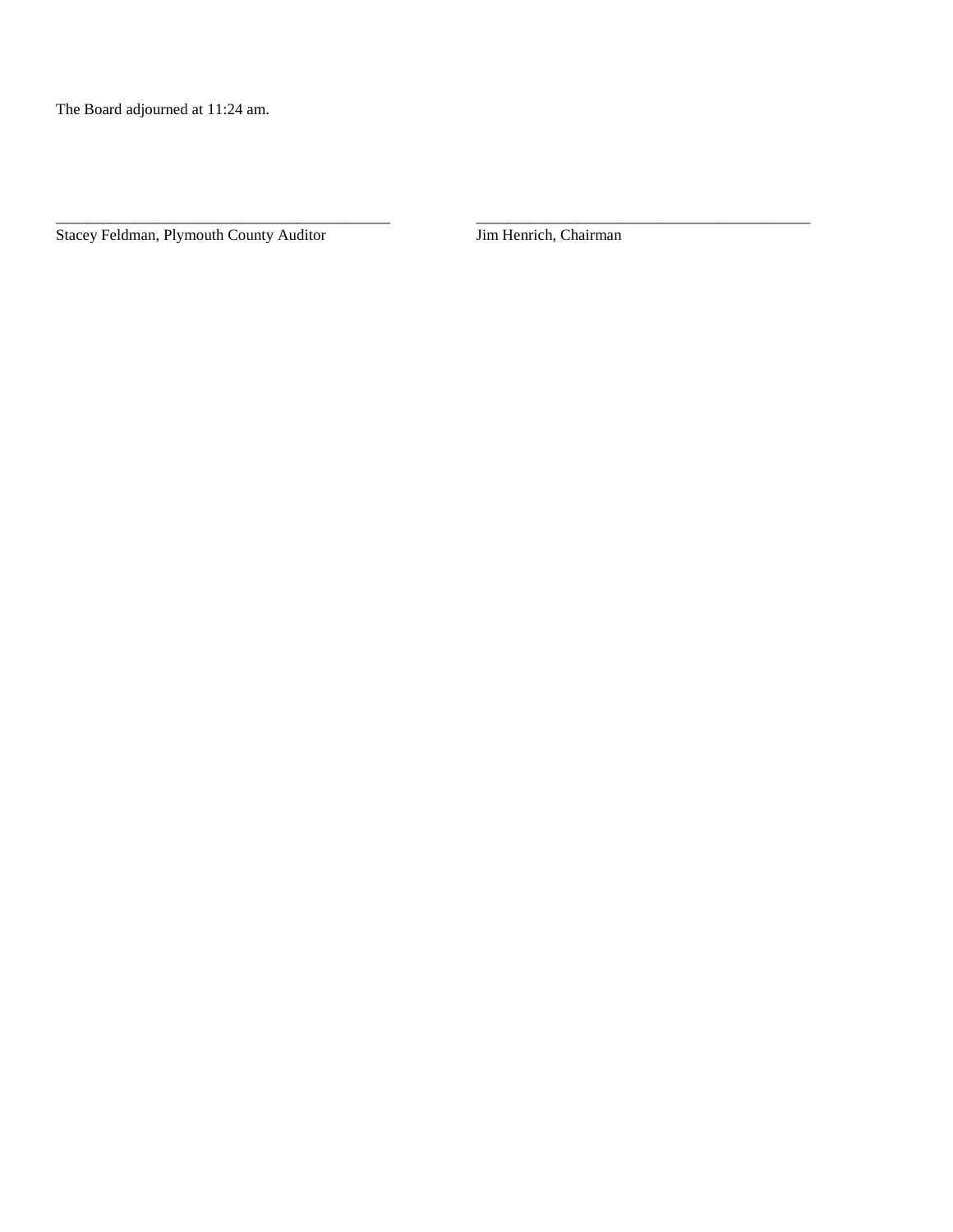The Board adjourned at 11:24 am.

\_\_\_\_\_\_\_\_\_\_\_\_\_\_\_\_\_\_\_\_\_\_\_\_\_\_\_\_\_\_\_\_\_\_\_\_\_\_\_\_\_\_\_\_
Stacey Feldman, Plymouth County Auditor

\_\_\_\_\_\_\_\_\_\_\_\_\_\_\_\_\_\_\_\_\_\_\_\_\_\_\_\_\_\_\_\_\_\_\_\_\_\_\_\_\_\_\_\_
Jim Henrich, Chairman